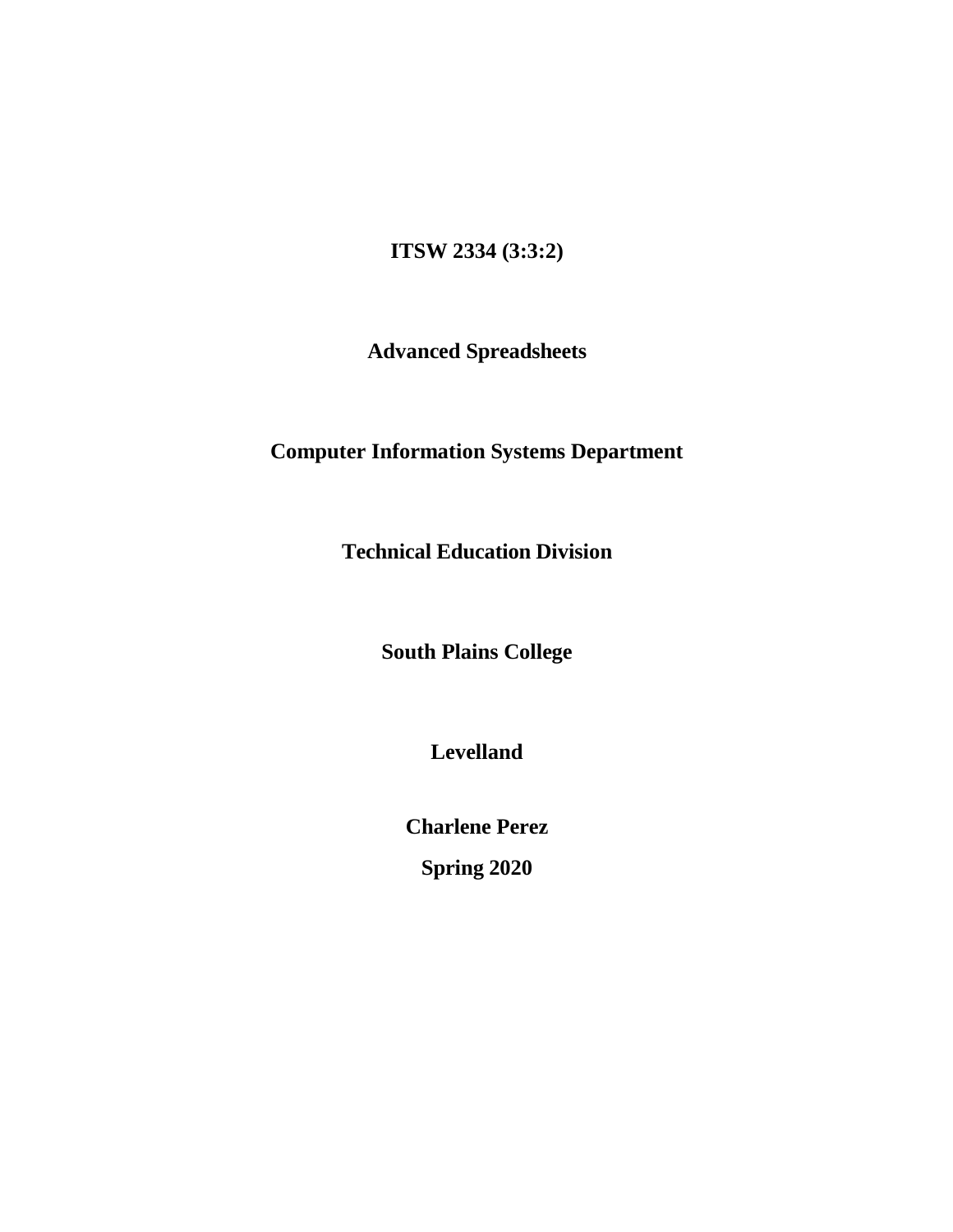**ITSW 2334 (3:3:2)**

**Advanced Spreadsheets**

**Computer Information Systems Department**

**Technical Education Division**

**South Plains College**

**Levelland**

**Charlene Perez**

**Spring 2020**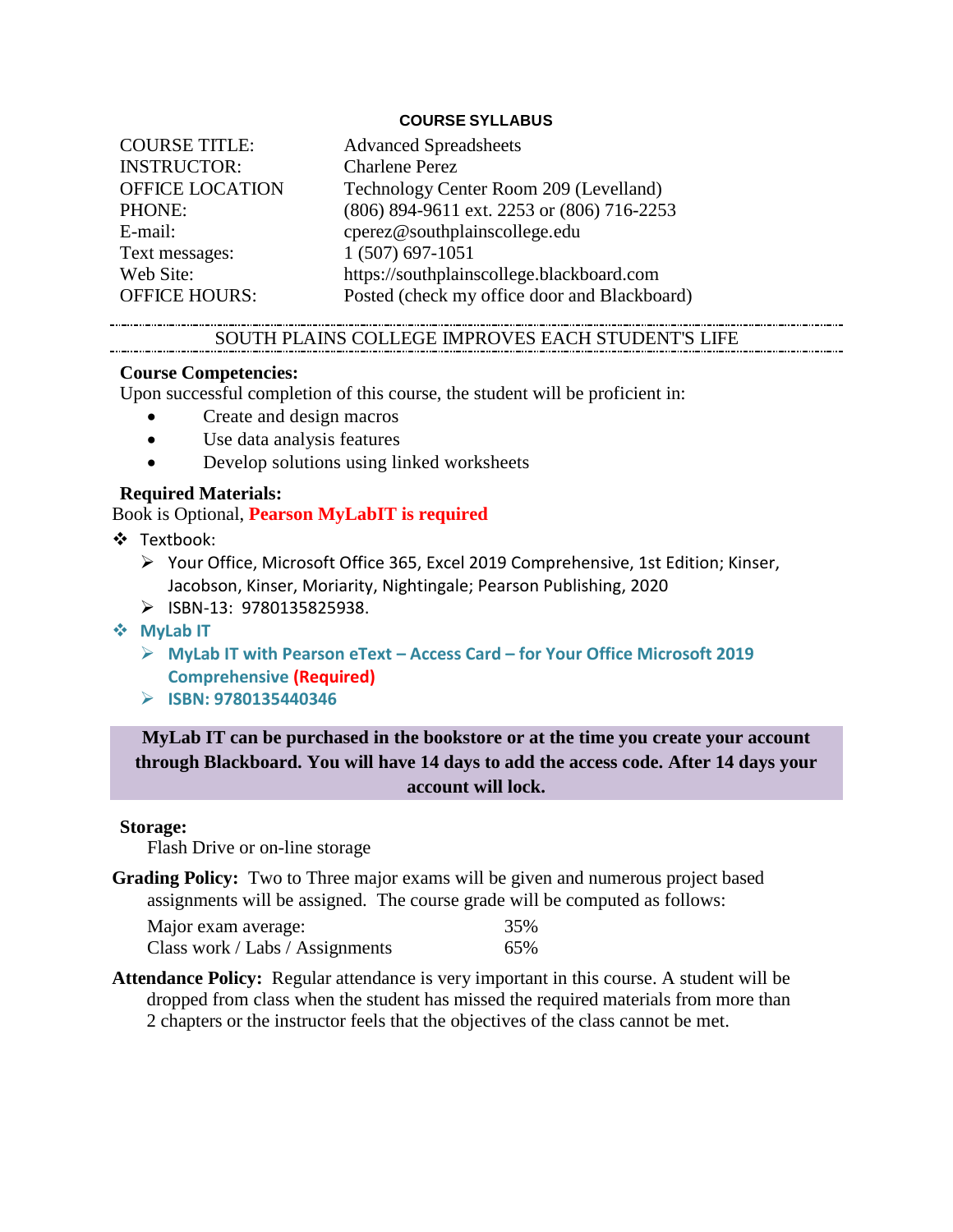## COURSE SYLLABUS

| | |
|---|---|
| COURSE TITLE: | Advanced Spreadsheets |
| INSTRUCTOR: | Charlene Perez |
| OFFICE LOCATION | Technology Center Room 209 (Levelland) |
| PHONE: | (806) 894-9611 ext. 2253 or (806) 716-2253 |
| E-mail: | cperez@southplainscollege.edu |
| Text messages: | 1 (507) 697-1051 |
| Web Site: | https://southplainscollege.blackboard.com |
| OFFICE HOURS: | Posted (check my office door and Blackboard) |

---

SOUTH PLAINS COLLEGE IMPROVES EACH STUDENT'S LIFE

---

**Course Competencies:**

Upon successful completion of this course, the student will be proficient in:

- Create and design macros
- Use data analysis features
- Develop solutions using linked worksheets

**Required Materials:**

Book is Optional, **Pearson MyLabIT is required**

- Textbook:
  - Your Office, Microsoft Office 365, Excel 2019 Comprehensive, 1st Edition; Kinser, Jacobson, Kinser, Moriarity, Nightingale; Pearson Publishing, 2020
  - ISBN-13: 9780135825938.
- **MyLab IT**
  - **MyLab IT with Pearson eText – Access Card – for Your Office Microsoft 2019 Comprehensive (Required)**
  - **ISBN: 9780135440346**

**MyLab IT can be purchased in the bookstore or at the time you create your account through Blackboard. You will have 14 days to add the access code. After 14 days your account will lock.**

**Storage:**

Flash Drive or on-line storage

**Grading Policy:** Two to Three major exams will be given and numerous project based assignments will be assigned. The course grade will be computed as follows:

| | |
|---|---|
| Major exam average: | 35% |
| Class work / Labs / Assignments | 65% |

**Attendance Policy:** Regular attendance is very important in this course. A student will be dropped from class when the student has missed the required materials from more than 2 chapters or the instructor feels that the objectives of the class cannot be met.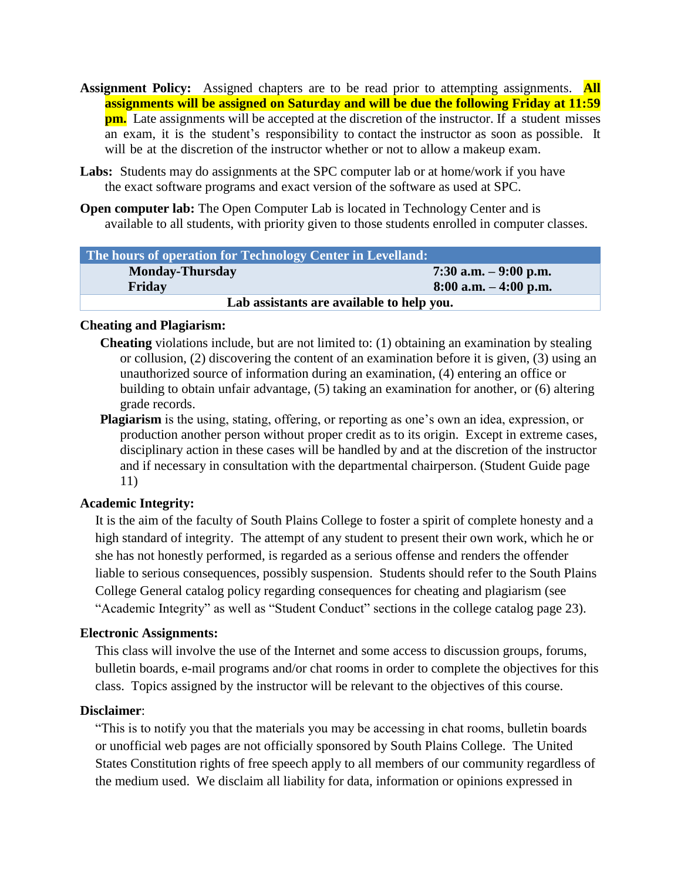**Assignment Policy:** Assigned chapters are to be read prior to attempting assignments. **All assignments will be assigned on Saturday and will be due the following Friday at 11:59 pm.** Late assignments will be accepted at the discretion of the instructor. If a student misses an exam, it is the student's responsibility to contact the instructor as soon as possible. It will be at the discretion of the instructor whether or not to allow a makeup exam.

**Labs:** Students may do assignments at the SPC computer lab or at home/work if you have the exact software programs and exact version of the software as used at SPC.

**Open computer lab:** The Open Computer Lab is located in Technology Center and is available to all students, with priority given to those students enrolled in computer classes.

| The hours of operation for Technology Center in Levelland: | |
|---|---|
| **Monday-Thursday** | **7:30 a.m. – 9:00 p.m.** |
| **Friday** | **8:00 a.m. – 4:00 p.m.** |
| **Lab assistants are available to help you.** | |

**Cheating and Plagiarism:**

**Cheating** violations include, but are not limited to: (1) obtaining an examination by stealing or collusion, (2) discovering the content of an examination before it is given, (3) using an unauthorized source of information during an examination, (4) entering an office or building to obtain unfair advantage, (5) taking an examination for another, or (6) altering grade records.

**Plagiarism** is the using, stating, offering, or reporting as one's own an idea, expression, or production another person without proper credit as to its origin. Except in extreme cases, disciplinary action in these cases will be handled by and at the discretion of the instructor and if necessary in consultation with the departmental chairperson. (Student Guide page 11)

**Academic Integrity:**

It is the aim of the faculty of South Plains College to foster a spirit of complete honesty and a high standard of integrity. The attempt of any student to present their own work, which he or she has not honestly performed, is regarded as a serious offense and renders the offender liable to serious consequences, possibly suspension. Students should refer to the South Plains College General catalog policy regarding consequences for cheating and plagiarism (see "Academic Integrity" as well as "Student Conduct" sections in the college catalog page 23).

**Electronic Assignments:**

This class will involve the use of the Internet and some access to discussion groups, forums, bulletin boards, e-mail programs and/or chat rooms in order to complete the objectives for this class. Topics assigned by the instructor will be relevant to the objectives of this course.

**Disclaimer**:

"This is to notify you that the materials you may be accessing in chat rooms, bulletin boards or unofficial web pages are not officially sponsored by South Plains College. The United States Constitution rights of free speech apply to all members of our community regardless of the medium used. We disclaim all liability for data, information or opinions expressed in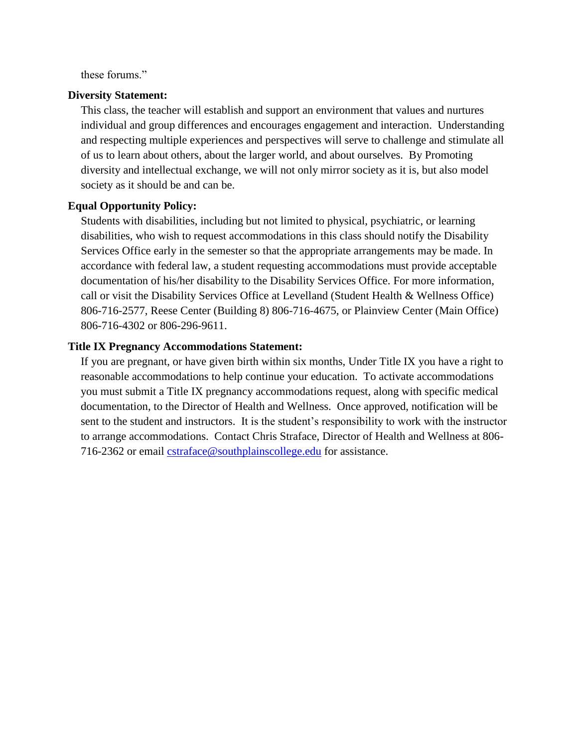these forums."

**Diversity Statement:**

This class, the teacher will establish and support an environment that values and nurtures individual and group differences and encourages engagement and interaction. Understanding and respecting multiple experiences and perspectives will serve to challenge and stimulate all of us to learn about others, about the larger world, and about ourselves. By Promoting diversity and intellectual exchange, we will not only mirror society as it is, but also model society as it should be and can be.

**Equal Opportunity Policy:**

Students with disabilities, including but not limited to physical, psychiatric, or learning disabilities, who wish to request accommodations in this class should notify the Disability Services Office early in the semester so that the appropriate arrangements may be made. In accordance with federal law, a student requesting accommodations must provide acceptable documentation of his/her disability to the Disability Services Office. For more information, call or visit the Disability Services Office at Levelland (Student Health & Wellness Office) 806-716-2577, Reese Center (Building 8) 806-716-4675, or Plainview Center (Main Office) 806-716-4302 or 806-296-9611.

**Title IX Pregnancy Accommodations Statement:**

If you are pregnant, or have given birth within six months, Under Title IX you have a right to reasonable accommodations to help continue your education. To activate accommodations you must submit a Title IX pregnancy accommodations request, along with specific medical documentation, to the Director of Health and Wellness. Once approved, notification will be sent to the student and instructors. It is the student's responsibility to work with the instructor to arrange accommodations. Contact Chris Straface, Director of Health and Wellness at 806-716-2362 or email cstraface@southplainscollege.edu for assistance.